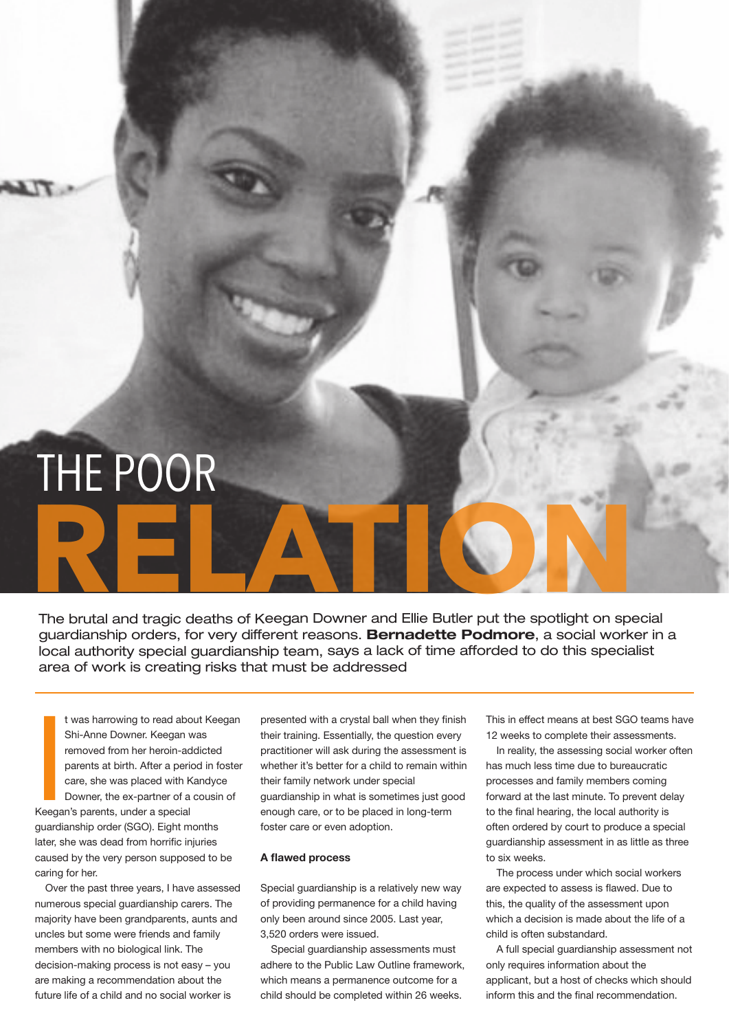# THE POOR RELATION

The brutal and tragic deaths of Keegan Downer and Ellie Butler put the spotlight on special guardianship orders, for very different reasons. **Bernadette Podmore**, a social worker in a local authority special guardianship team, says a lack of time afforded to do this specialist area of work is creating risks that must be addressed

It was harrowing to read about Keegan Shi-Anne Downer. Keegan was removed from her heroin-addicted parents at birth. After a period in foster care, she was placed with Kandyce Downer, the ex-partner of a cousin of Keegan's parents, under a special guardianship order (SGO). Eight months later, she was dead from horrific injuries caused by the very person supposed to be caring for her.

Over the past three years, I have assessed numerous special guardianship carers. The majority have been grandparents, aunts and uncles but some were friends and family members with no biological link. The decision-making process is not easy – you are making a recommendation about the future life of a child and no social worker is presented with a crystal ball when they finish their training. Essentially, the question every practitioner will ask during the assessment is whether it's better for a child to remain within their family network under special guardianship in what is sometimes just good enough care, or to be placed in long-term foster care or even adoption.

**A flawed process**

Special guardianship is a relatively new way of providing permanence for a child having only been around since 2005. Last year, 3,520 orders were issued.

Special guardianship assessments must adhere to the Public Law Outline framework, which means a permanence outcome for a child should be completed within 26 weeks. This in effect means at best SGO teams have 12 weeks to complete their assessments.

In reality, the assessing social worker often has much less time due to bureaucratic processes and family members coming forward at the last minute. To prevent delay to the final hearing, the local authority is often ordered by court to produce a special guardianship assessment in as little as three to six weeks.

The process under which social workers are expected to assess is flawed. Due to this, the quality of the assessment upon which a decision is made about the life of a child is often substandard.

A full special guardianship assessment not only requires information about the applicant, but a host of checks which should inform this and the final recommendation.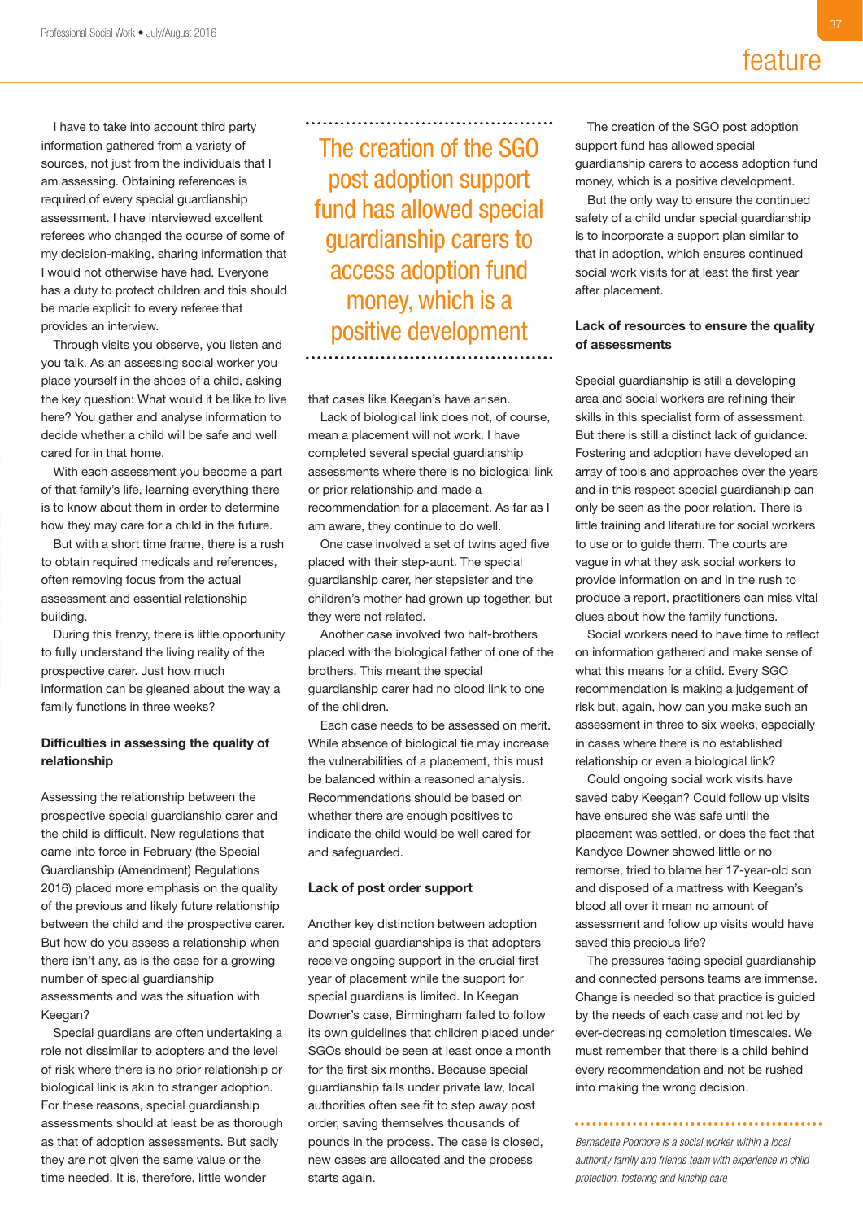I have to take into account third party information gathered from a variety of sources, not just from the individuals that I am assessing. Obtaining references is required of every special guardianship assessment. I have interviewed excellent referees who changed the course of some of my decision-making, sharing information that I would not otherwise have had. Everyone has a duty to protect children and this should be made explicit to every referee that provides an interview.

Through visits you observe, you listen and you talk. As an assessing social worker you place yourself in the shoes of a child, asking the key question: What would it be like to live here? You gather and analyse information to decide whether a child will be safe and well cared for in that home.

With each assessment you become a part of that family's life, learning everything there is to know about them in order to determine how they may care for a child in the future.

But with a short time frame, there is a rush to obtain required medicals and references, often removing focus from the actual assessment and essential relationship building.

During this frenzy, there is little opportunity to fully understand the living reality of the prospective carer. Just how much information can be gleaned about the way a family functions in three weeks?

**Difficulties in assessing the quality of relationship**

Assessing the relationship between the prospective special guardianship carer and the child is difficult. New regulations that came into force in February (the Special Guardianship (Amendment) Regulations 2016) placed more emphasis on the quality of the previous and likely future relationship between the child and the prospective carer. But how do you assess a relationship when there isn't any, as is the case for a growing number of special guardianship assessments and was the situation with Keegan?

Special guardians are often undertaking a role not dissimilar to adopters and the level of risk where there is no prior relationship or biological link is akin to stranger adoption. For these reasons, special guardianship assessments should at least be as thorough as that of adoption assessments. But sadly they are not given the same value or the time needed. It is, therefore, little wonder that cases like Keegan's have arisen.

> The creation of the SGO post adoption support fund has allowed special guardianship carers to access adoption fund money, which is a positive development

Lack of biological link does not, of course, mean a placement will not work. I have completed several special guardianship assessments where there is no biological link or prior relationship and made a recommendation for a placement. As far as I am aware, they continue to do well.

One case involved a set of twins aged five placed with their step-aunt. The special guardianship carer, her stepsister and the children's mother had grown up together, but they were not related.

Another case involved two half-brothers placed with the biological father of one of the brothers. This meant the special guardianship carer had no blood link to one of the children.

Each case needs to be assessed on merit. While absence of biological tie may increase the vulnerabilities of a placement, this must be balanced within a reasoned analysis. Recommendations should be based on whether there are enough positives to indicate the child would be well cared for and safeguarded.

**Lack of post order support**

Another key distinction between adoption and special guardianships is that adopters receive ongoing support in the crucial first year of placement while the support for special guardians is limited. In Keegan Downer's case, Birmingham failed to follow its own guidelines that children placed under SGOs should be seen at least once a month for the first six months. Because special guardianship falls under private law, local authorities often see fit to step away post order, saving themselves thousands of pounds in the process. The case is closed, new cases are allocated and the process starts again.

The creation of the SGO post adoption support fund has allowed special guardianship carers to access adoption fund money, which is a positive development.

But the only way to ensure the continued safety of a child under special guardianship is to incorporate a support plan similar to that in adoption, which ensures continued social work visits for at least the first year after placement.

**Lack of resources to ensure the quality of assessments**

Special guardianship is still a developing area and social workers are refining their skills in this specialist form of assessment. But there is still a distinct lack of guidance. Fostering and adoption have developed an array of tools and approaches over the years and in this respect special guardianship can only be seen as the poor relation. There is little training and literature for social workers to use or to guide them. The courts are vague in what they ask social workers to provide information on and in the rush to produce a report, practitioners can miss vital clues about how the family functions.

Social workers need to have time to reflect on information gathered and make sense of what this means for a child. Every SGO recommendation is making a judgement of risk but, again, how can you make such an assessment in three to six weeks, especially in cases where there is no established relationship or even a biological link?

Could ongoing social work visits have saved baby Keegan? Could follow up visits have ensured she was safe until the placement was settled, or does the fact that Kandyce Downer showed little or no remorse, tried to blame her 17-year-old son and disposed of a mattress with Keegan's blood all over it mean no amount of assessment and follow up visits would have saved this precious life?

The pressures facing special guardianship and connected persons teams are immense. Change is needed so that practice is guided by the needs of each case and not led by ever-decreasing completion timescales. We must remember that there is a child behind every recommendation and not be rushed into making the wrong decision.

*Bernadette Podmore is a social worker within a local authority family and friends team with experience in child protection, fostering and kinship care*